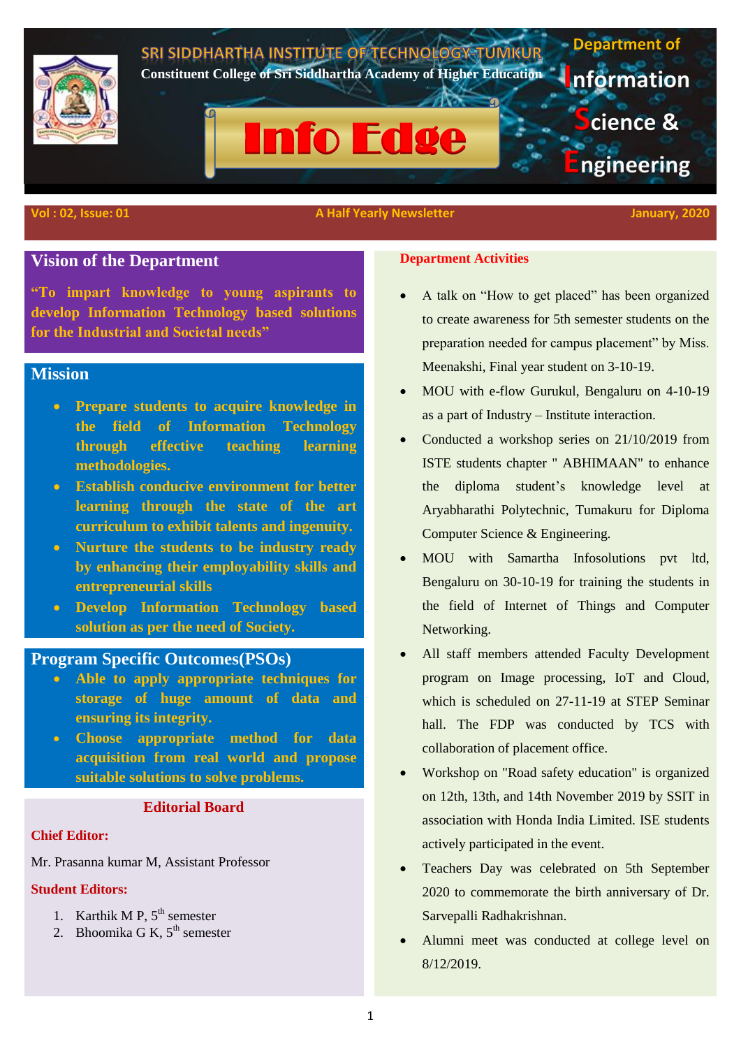# SRI SIDDHARTHA INSTITUTE OF TECHNOLOGY-TUMKUR

**Constituent College of Sri Siddhartha Academy of Higher Education**

# Info Edge

**Department of Information Science & Engineering**

**Vol : 02, Issue: 01** | **A Half Yearly Newsletter** | **January, 2020**

## Vision of the Department

**"To impart knowledge to young aspirants to develop Information Technology based solutions for the Industrial and Societal needs"**

## Mission

- **Prepare students to acquire knowledge in the field of Information Technology through effective teaching learning methodologies.**
- **Establish conducive environment for better learning through the state of the art curriculum to exhibit talents and ingenuity.**
- **Nurture the students to be industry ready by enhancing their employability skills and entrepreneurial skills**
- **Develop Information Technology based solution as per the need of Society.**

## Program Specific Outcomes(PSOs)

- **Able to apply appropriate techniques for storage of huge amount of data and ensuring its integrity.**
- **Choose appropriate method for data acquisition from real world and propose suitable solutions to solve problems.**

## Editorial Board

**Chief Editor:**

Mr. Prasanna kumar M, Assistant Professor

**Student Editors:**

1. Karthik M P, 5th semester
2. Bhoomika G K, 5th semester

## Department Activities

- A talk on "How to get placed" has been organized to create awareness for 5th semester students on the preparation needed for campus placement" by Miss. Meenakshi, Final year student on 3-10-19.
- MOU with e-flow Gurukul, Bengaluru on 4-10-19 as a part of Industry – Institute interaction.
- Conducted a workshop series on 21/10/2019 from ISTE students chapter " ABHIMAAN" to enhance the diploma student's knowledge level at Aryabharathi Polytechnic, Tumakuru for Diploma Computer Science & Engineering.
- MOU with Samartha Infosolutions pvt ltd, Bengaluru on 30-10-19 for training the students in the field of Internet of Things and Computer Networking.
- All staff members attended Faculty Development program on Image processing, IoT and Cloud, which is scheduled on 27-11-19 at STEP Seminar hall. The FDP was conducted by TCS with collaboration of placement office.
- Workshop on "Road safety education" is organized on 12th, 13th, and 14th November 2019 by SSIT in association with Honda India Limited. ISE students actively participated in the event.
- Teachers Day was celebrated on 5th September 2020 to commemorate the birth anniversary of Dr. Sarvepalli Radhakrishnan.
- Alumni meet was conducted at college level on 8/12/2019.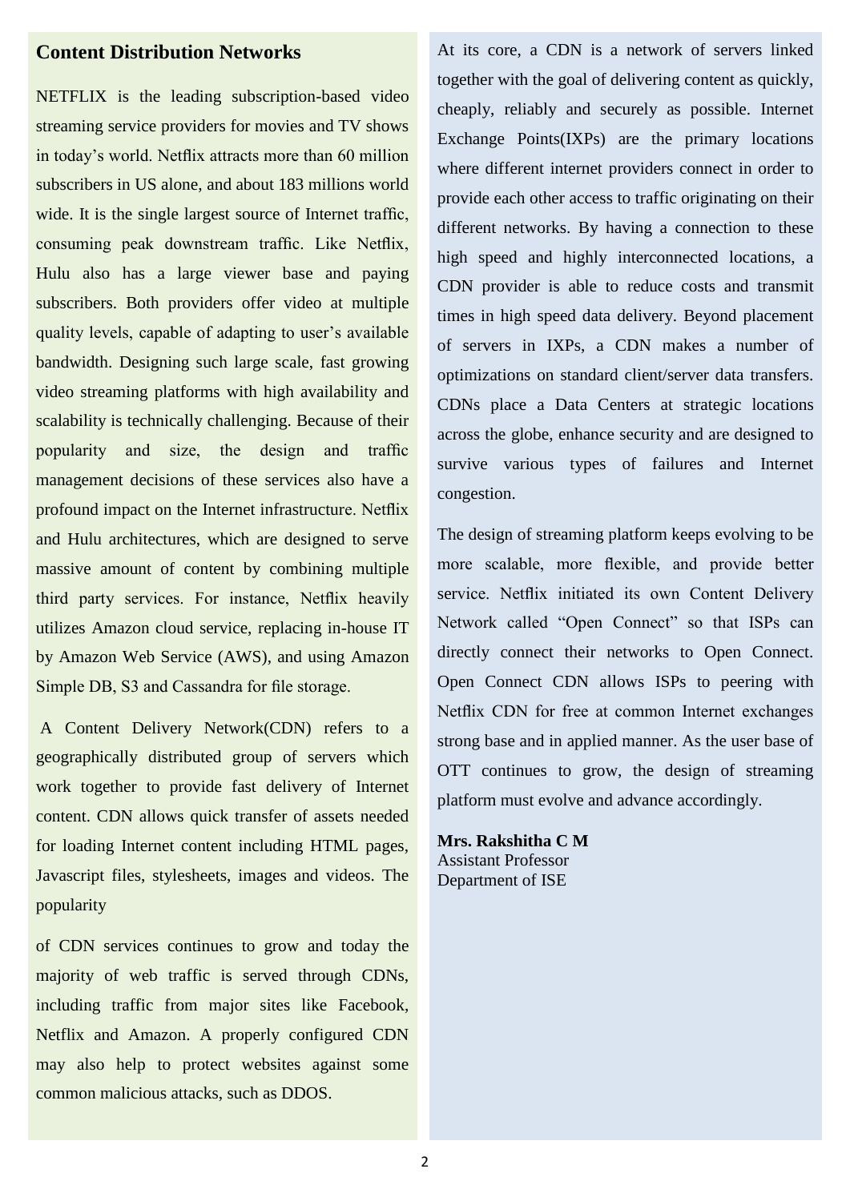## Content Distribution Networks

NETFLIX is the leading subscription-based video streaming service providers for movies and TV shows in today's world. Netflix attracts more than 60 million subscribers in US alone, and about 183 millions world wide. It is the single largest source of Internet traffic, consuming peak downstream traffic. Like Netflix, Hulu also has a large viewer base and paying subscribers. Both providers offer video at multiple quality levels, capable of adapting to user's available bandwidth. Designing such large scale, fast growing video streaming platforms with high availability and scalability is technically challenging. Because of their popularity and size, the design and traffic management decisions of these services also have a profound impact on the Internet infrastructure. Netflix and Hulu architectures, which are designed to serve massive amount of content by combining multiple third party services. For instance, Netflix heavily utilizes Amazon cloud service, replacing in-house IT by Amazon Web Service (AWS), and using Amazon Simple DB, S3 and Cassandra for file storage.

A Content Delivery Network(CDN) refers to a geographically distributed group of servers which work together to provide fast delivery of Internet content. CDN allows quick transfer of assets needed for loading Internet content including HTML pages, Javascript files, stylesheets, images and videos. The popularity of CDN services continues to grow and today the majority of web traffic is served through CDNs, including traffic from major sites like Facebook, Netflix and Amazon. A properly configured CDN may also help to protect websites against some common malicious attacks, such as DDOS.

At its core, a CDN is a network of servers linked together with the goal of delivering content as quickly, cheaply, reliably and securely as possible. Internet Exchange Points(IXPs) are the primary locations where different internet providers connect in order to provide each other access to traffic originating on their different networks. By having a connection to these high speed and highly interconnected locations, a CDN provider is able to reduce costs and transmit times in high speed data delivery. Beyond placement of servers in IXPs, a CDN makes a number of optimizations on standard client/server data transfers. CDNs place a Data Centers at strategic locations across the globe, enhance security and are designed to survive various types of failures and Internet congestion.

The design of streaming platform keeps evolving to be more scalable, more flexible, and provide better service. Netflix initiated its own Content Delivery Network called "Open Connect" so that ISPs can directly connect their networks to Open Connect. Open Connect CDN allows ISPs to peering with Netflix CDN for free at common Internet exchanges strong base and in applied manner. As the user base of OTT continues to grow, the design of streaming platform must evolve and advance accordingly.

**Mrs. Rakshitha C M**
Assistant Professor
Department of ISE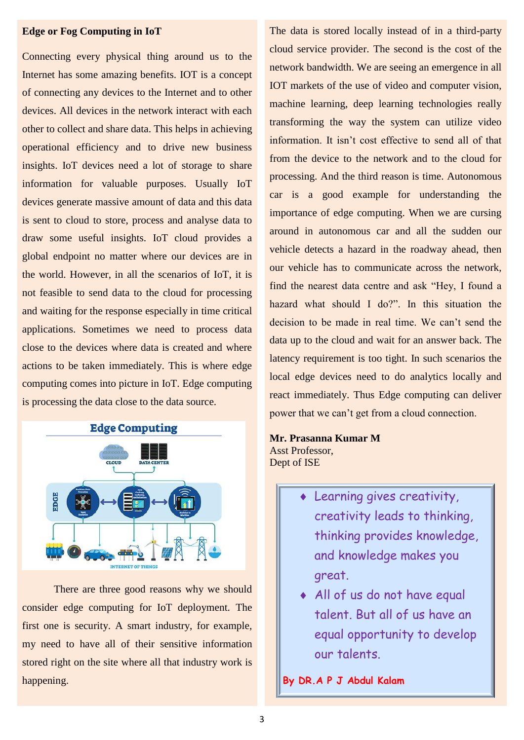**Edge or Fog Computing in IoT**

Connecting every physical thing around us to the Internet has some amazing benefits. IOT is a concept of connecting any devices to the Internet and to other devices. All devices in the network interact with each other to collect and share data. This helps in achieving operational efficiency and to drive new business insights. IoT devices need a lot of storage to share information for valuable purposes. Usually IoT devices generate massive amount of data and this data is sent to cloud to store, process and analyse data to draw some useful insights. IoT cloud provides a global endpoint no matter where our devices are in the world. However, in all the scenarios of IoT, it is not feasible to send data to the cloud for processing and waiting for the response especially in time critical applications. Sometimes we need to process data close to the devices where data is created and where actions to be taken immediately. This is where edge computing comes into picture in IoT. Edge computing is processing the data close to the data source.

There are three good reasons why we should consider edge computing for IoT deployment. The first one is security. A smart industry, for example, my need to have all of their sensitive information stored right on the site where all that industry work is happening. The data is stored locally instead of in a third-party cloud service provider. The second is the cost of the network bandwidth. We are seeing an emergence in all IOT markets of the use of video and computer vision, machine learning, deep learning technologies really transforming the way the system can utilize video information. It isn't cost effective to send all of that from the device to the network and to the cloud for processing. And the third reason is time. Autonomous car is a good example for understanding the importance of edge computing. When we are cursing around in autonomous car and all the sudden our vehicle detects a hazard in the roadway ahead, then our vehicle has to communicate across the network, find the nearest data centre and ask "Hey, I found a hazard what should I do?". In this situation the decision to be made in real time. We can't send the data up to the cloud and wait for an answer back. The latency requirement is too tight. In such scenarios the local edge devices need to do analytics locally and react immediately. Thus Edge computing can deliver power that we can't get from a cloud connection.

**Mr. Prasanna Kumar M**
Asst Professor,
Dept of ISE

- Learning gives creativity, creativity leads to thinking, thinking provides knowledge, and knowledge makes you great.
- All of us do not have equal talent. But all of us have an equal opportunity to develop our talents.

**By DR.A P J Abdul Kalam**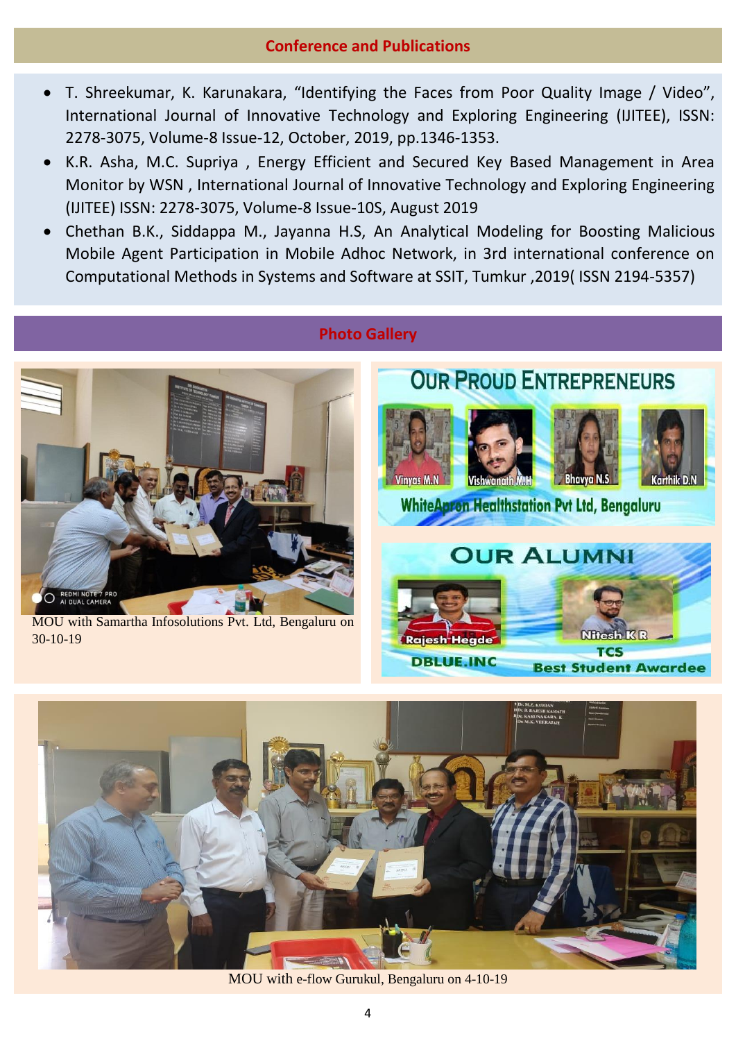## Conference and Publications

- T. Shreekumar, K. Karunakara, "Identifying the Faces from Poor Quality Image / Video", International Journal of Innovative Technology and Exploring Engineering (IJITEE), ISSN: 2278-3075, Volume-8 Issue-12, October, 2019, pp.1346-1353.
- K.R. Asha, M.C. Supriya , Energy Efficient and Secured Key Based Management in Area Monitor by WSN , International Journal of Innovative Technology and Exploring Engineering (IJITEE) ISSN: 2278-3075, Volume-8 Issue-10S, August 2019
- Chethan B.K., Siddappa M., Jayanna H.S, An Analytical Modeling for Boosting Malicious Mobile Agent Participation in Mobile Adhoc Network, in 3rd international conference on Computational Methods in Systems and Software at SSIT, Tumkur ,2019( ISSN 2194-5357)

## Photo Gallery

MOU with Samartha Infosolutions Pvt. Ltd, Bengaluru on 30-10-19

MOU with e-flow Gurukul, Bengaluru on 4-10-19